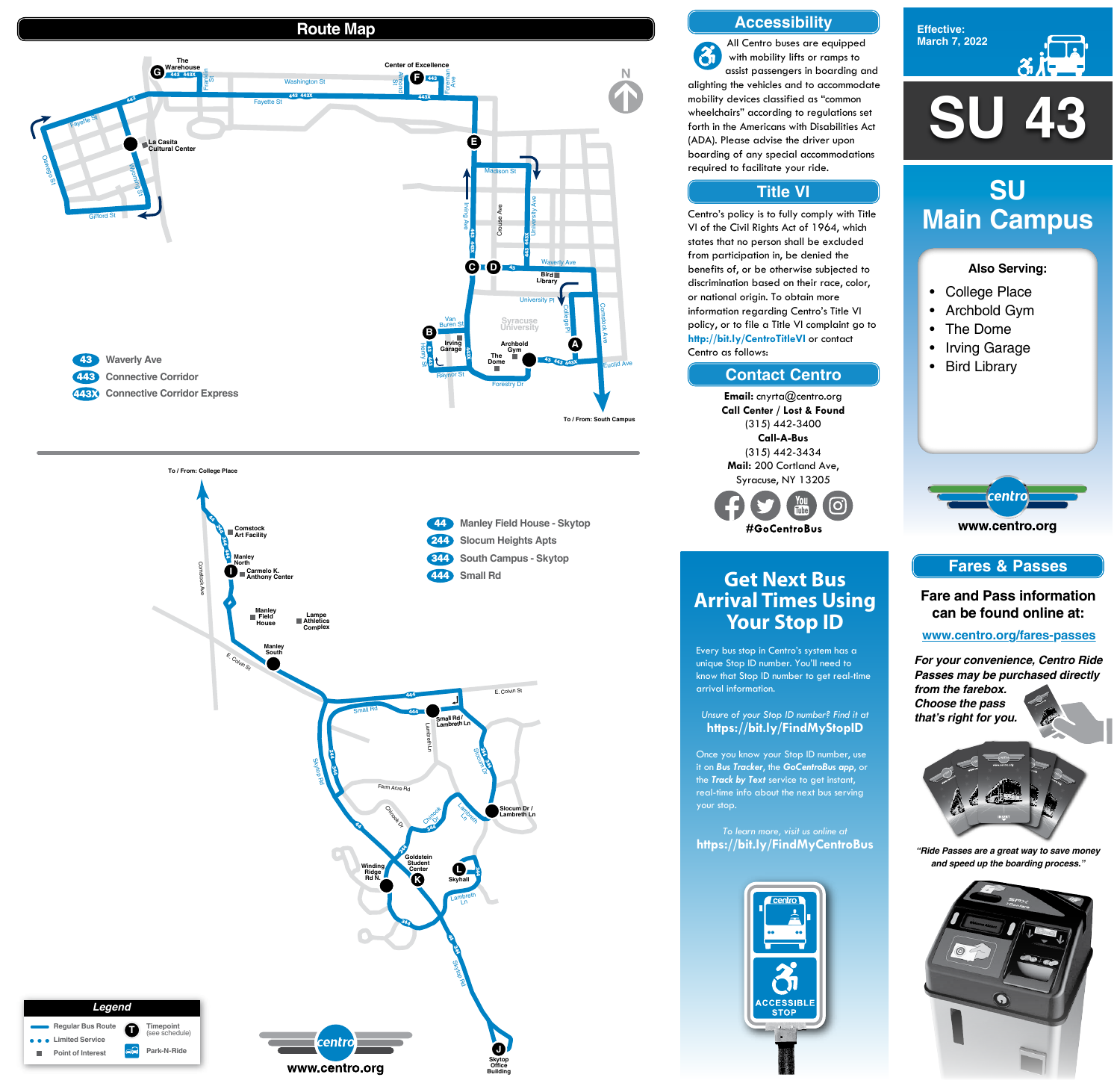# SU 43

Effective: March 7, 2022

## SU Main Campus

**Also Serving:**

- College Place
- Archbold Gym
- The Dome
- Irving Garage
- Bird Library

www.centro.org

## Route Map

43 Waverly Ave
443 Connective Corridor
443X Connective Corridor Express

The Warehouse (G), Center of Excellence (F), La Casita Cultural Center, (E), Bird Library, (C), (D), (B) Irving Garage, Syracuse University, Archbold Gym, The Dome, (A)

To / From: South Campus

To / From: College Place

44 Manley Field House - Skytop
244 Slocum Heights Apts
344 South Campus - Skytop
444 Small Rd

Comstock Art Facility, Manley North, (I) Carmelo K. Anthony Center, Manley Field House, Lampe Athletics Complex, Manley South, Small Rd / Lambreth Ln, Slocum Dr / Lambreth Ln, Winding Ridge Rd N., (K) Goldstein Student Center, (L) Skyhall, (J) Skytop Office Building

**Legend**

- Regular Bus Route
- Limited Service
- Point of Interest
- (T) Timepoint (see schedule)
- Park-N-Ride

www.centro.org

## Accessibility

All Centro buses are equipped with mobility lifts or ramps to assist passengers in boarding and alighting the vehicles and to accommodate mobility devices classified as "common wheelchairs" according to regulations set forth in the Americans with Disabilities Act (ADA). Please advise the driver upon boarding of any special accommodations required to facilitate your ride.

## Title VI

Centro's policy is to fully comply with Title VI of the Civil Rights Act of 1964, which states that no person shall be excluded from participation in, be denied the benefits of, or be otherwise subjected to discrimination based on their race, color, or national origin. To obtain more information regarding Centro's Title VI policy, or to file a Title VI complaint go to **http://bit.ly/CentroTitleVI** or contact Centro as follows:

## Contact Centro

**Email:** cnyrta@centro.org
**Call Center / Lost & Found**
(315) 442-3400
**Call-A-Bus**
(315) 442-3434
**Mail:** 200 Cortland Ave, Syracuse, NY 13205

**#GoCentroBus**

## Get Next Bus Arrival Times Using Your Stop ID

Every bus stop in Centro's system has a unique Stop ID number. You'll need to know that Stop ID number to get real-time arrival information.

*Unsure of your Stop ID number? Find it at*
**https://bit.ly/FindMyStopID**

Once you know your Stop ID number, use it on ***Bus Tracker***, the ***GoCentroBus app***, or the ***Track by Text*** service to get instant, real-time info about the next bus serving your stop.

*To learn more, visit us online at*
**https://bit.ly/FindMyCentroBus**

ACCESSIBLE STOP

## Fares & Passes

**Fare and Pass information can be found online at:**

**www.centro.org/fares-passes**

***For your convenience, Centro Ride Passes may be purchased directly from the farebox. Choose the pass that's right for you.***

***"Ride Passes are a great way to save money and speed up the boarding process."***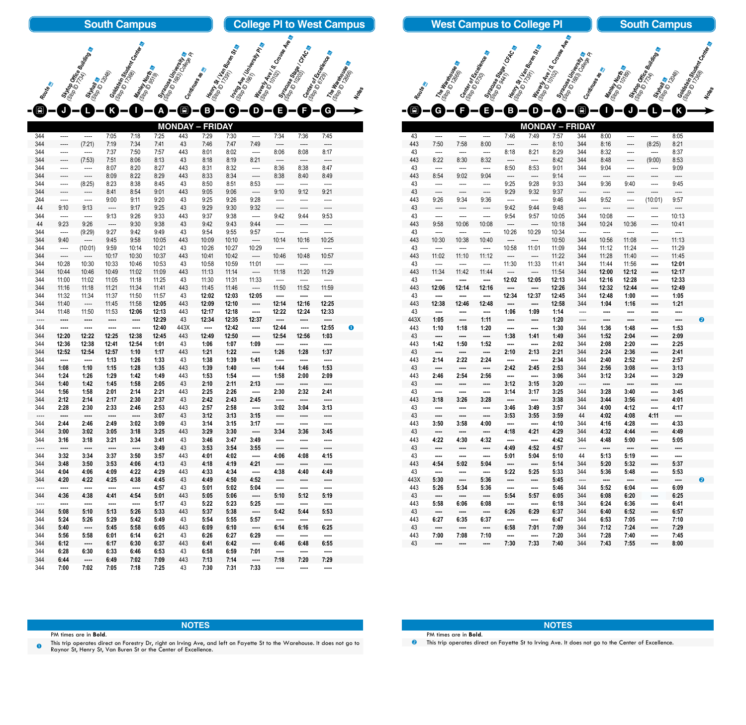## South Campus / College Pl to West Campus

| Route | Skytop Office Building (Stop ID 7734) J | Skyhall (Stop ID 12048) L | Goldstein Student Center (Stop ID 17368) K | Manley North (Stop ID 9519) I | Syracuse University (Stop ID 1863) College Pl A | Continues as | Henry St / Van Buren St (Stop ID 17391) B | Irving Ave / University Pl (Stop ID 1661) C | Waverly Ave / S. Crouse Ave (Stop ID 10102) D | Syracuse Stage / CFAC (Stop ID 10203) E | Center of Excellence (Stop ID 6729) F | The Warehouse (Stop ID 12666) G | Notes |
|---|---|---|---|---|---|---|---|---|---|---|---|---|---|
| **MONDAY – FRIDAY** | | | | | | | | | | | | | |
| 344 | ---- | ---- | 7:05 | 7:18 | 7:25 | 443 | 7:29 | 7:30 | ---- | 7:34 | 7:36 | 7:45 | |
| 344 | ---- | (7:21) | 7:19 | 7:34 | 7:41 | 43 | 7:46 | 7:47 | 7:49 | ---- | ---- | ---- | |
| 344 | ---- | ---- | 7:37 | 7:50 | 7:57 | 443 | 8:01 | 8:02 | ---- | 8:06 | 8:08 | 8:17 | |
| 344 | ---- | (7:53) | 7:51 | 8:06 | 8:13 | 43 | 8:18 | 8:19 | 8:21 | ---- | ---- | ---- | |
| 344 | ---- | ---- | 8:07 | 8:20 | 8:27 | 443 | 8:31 | 8:32 | ---- | 8:36 | 8:38 | 8:47 | |
| 344 | ---- | ---- | 8:09 | 8:22 | 8:29 | 443 | 8:33 | 8:34 | ---- | 8:38 | 8:40 | 8:49 | |
| 344 | ---- | (8:25) | 8:23 | 8:38 | 8:45 | 43 | 8:50 | 8:51 | 8:53 | ---- | ---- | ---- | |
| 344 | ---- | ---- | 8:41 | 8:54 | 9:01 | 443 | 9:05 | 9:06 | ---- | 9:10 | 9:12 | 9:21 | |
| 244 | ---- | ---- | 9:00 | 9:11 | 9:20 | 43 | 9:25 | 9:26 | 9:28 | ---- | ---- | ---- | |
| 44 | 9:10 | 9:13 | ---- | 9:17 | 9:25 | 43 | 9:29 | 9:30 | 9:32 | ---- | ---- | ---- | |
| 344 | ---- | ---- | 9:13 | 9:26 | 9:33 | 443 | 9:37 | 9:38 | ---- | 9:42 | 9:44 | 9:53 | |
| 44 | 9:23 | 9:26 | ---- | 9:30 | 9:38 | 43 | 9:42 | 9:43 | 9:44 | ---- | ---- | ---- | |
| 344 | ---- | (9:29) | 9:27 | 9:42 | 9:49 | 43 | 9:54 | 9:55 | 9:57 | ---- | ---- | ---- | |
| 344 | 9:40 | ---- | 9:45 | 9:58 | 10:05 | 443 | 10:09 | 10:10 | ---- | 10:14 | 10:16 | 10:25 | |
| 344 | ---- | (10:01) | 9:59 | 10:14 | 10:21 | 43 | 10:26 | 10:27 | 10:29 | ---- | ---- | ---- | |
| 344 | ---- | ---- | 10:17 | 10:30 | 10:37 | 443 | 10:41 | 10:42 | ---- | 10:46 | 10:48 | 10:57 | |
| 344 | 10:28 | 10:30 | 10:33 | 10:46 | 10:53 | 43 | 10:58 | 10:59 | 11:01 | ---- | ---- | ---- | |
| 344 | 10:44 | 10:46 | 10:49 | 11:02 | 11:09 | 443 | 11:13 | 11:14 | ---- | 11:18 | 11:20 | 11:29 | |
| 344 | 11:00 | 11:02 | 11:05 | 11:18 | 11:25 | 43 | 11:30 | 11:31 | 11:33 | ---- | ---- | ---- | |
| 344 | 11:16 | 11:18 | 11:21 | 11:34 | 11:41 | 443 | 11:45 | 11:46 | ---- | 11:50 | 11:52 | 11:59 | |
| 344 | 11:32 | 11:34 | 11:37 | 11:50 | 11:57 | 43 | **12:02** | **12:03** | **12:05** | ---- | ---- | ---- | |
| 344 | 11:40 | ---- | 11:45 | 11:58 | **12:05** | 443 | **12:09** | **12:10** | ---- | **12:14** | **12:16** | **12:25** | |
| 344 | 11:48 | 11:50 | 11:53 | **12:06** | **12:13** | 443 | **12:17** | **12:18** | ---- | **12:22** | **12:24** | **12:33** | |
| ---- | ---- | ---- | ---- | ---- | **12:29** | 43 | **12:34** | **12:35** | **12:37** | ---- | ---- | ---- | |
| 344 | ---- | ---- | ---- | ---- | **12:40** | 443X | ---- | **12:42** | ---- | **12:44** | ---- | **12:55** | 1 |
| 344 | **12:20** | **12:22** | **12:25** | **12:38** | **12:45** | 443 | **12:49** | **12:50** | ---- | **12:54** | **12:56** | **1:03** | |
| 344 | **12:36** | **12:38** | **12:41** | **12:54** | **1:01** | 43 | **1:06** | **1:07** | **1:09** | ---- | ---- | ---- | |
| 344 | **12:52** | **12:54** | **12:57** | **1:10** | **1:17** | 443 | **1:21** | **1:22** | ---- | **1:26** | **1:28** | **1:37** | |
| 344 | ---- | ---- | **1:13** | **1:26** | **1:33** | 43 | **1:38** | **1:39** | **1:41** | ---- | ---- | ---- | |
| 344 | **1:08** | **1:10** | **1:15** | **1:28** | **1:35** | 443 | **1:39** | **1:40** | ---- | **1:44** | **1:46** | **1:53** | |
| 344 | **1:24** | **1:26** | **1:29** | **1:42** | **1:49** | 443 | **1:53** | **1:54** | ---- | **1:58** | **2:00** | **2:09** | |
| 344 | **1:40** | **1:42** | **1:45** | **1:58** | **2:05** | 43 | **2:10** | **2:11** | **2:13** | ---- | ---- | ---- | |
| 344 | **1:56** | **1:58** | **2:01** | **2:14** | **2:21** | 443 | **2:25** | **2:26** | ---- | **2:30** | **2:32** | **2:41** | |
| 344 | **2:12** | **2:14** | **2:17** | **2:30** | **2:37** | 43 | **2:42** | **2:43** | **2:45** | ---- | ---- | ---- | |
| 344 | **2:28** | **2:30** | **2:33** | **2:46** | **2:53** | 443 | **2:57** | **2:58** | ---- | **3:02** | **3:04** | **3:13** | |
| ---- | ---- | ---- | ---- | ---- | **3:07** | 43 | **3:12** | **3:13** | **3:15** | ---- | ---- | ---- | |
| 344 | **2:44** | **2:46** | **2:49** | **3:02** | **3:09** | 43 | **3:14** | **3:15** | **3:17** | ---- | ---- | ---- | |
| 344 | **3:00** | **3:02** | **3:05** | **3:18** | **3:25** | 443 | **3:29** | **3:30** | ---- | **3:34** | **3:36** | **3:45** | |
| 344 | **3:16** | **3:18** | **3:21** | **3:34** | **3:41** | 43 | **3:46** | **3:47** | **3:49** | ---- | ---- | ---- | |
| ---- | ---- | ---- | ---- | ---- | **3:49** | 43 | **3:53** | **3:54** | **3:55** | ---- | ---- | ---- | |
| 344 | **3:32** | **3:34** | **3:37** | **3:50** | **3:57** | 443 | **4:01** | **4:02** | ---- | **4:06** | **4:08** | **4:15** | |
| 344 | **3:48** | **3:50** | **3:53** | **4:06** | **4:13** | 43 | **4:18** | **4:19** | **4:21** | ---- | ---- | ---- | |
| 344 | **4:04** | **4:06** | **4:09** | **4:22** | **4:29** | 443 | **4:33** | **4:34** | ---- | **4:38** | **4:40** | **4:49** | |
| 344 | **4:20** | **4:22** | **4:25** | **4:38** | **4:45** | 43 | **4:49** | **4:50** | **4:52** | ---- | ---- | ---- | |
| ---- | ---- | ---- | ---- | ---- | **4:57** | 43 | **5:01** | **5:02** | **5:04** | ---- | ---- | ---- | |
| 344 | **4:36** | **4:38** | **4:41** | **4:54** | **5:01** | 443 | **5:05** | **5:06** | ---- | **5:10** | **5:12** | **5:19** | |
| ---- | ---- | ---- | ---- | ---- | **5:17** | 43 | **5:22** | **5:23** | **5:25** | ---- | ---- | ---- | |
| 344 | **5:08** | **5:10** | **5:13** | **5:26** | **5:33** | 443 | **5:37** | **5:38** | ---- | **5:42** | **5:44** | **5:53** | |
| 344 | **5:24** | **5:26** | **5:29** | **5:42** | **5:49** | 43 | **5:54** | **5:55** | **5:57** | ---- | ---- | ---- | |
| 344 | **5:40** | ---- | **5:45** | **5:58** | **6:05** | 443 | **6:09** | **6:10** | ---- | **6:14** | **6:16** | **6:25** | |
| 344 | **5:56** | **5:58** | **6:01** | **6:14** | **6:21** | 43 | **6:26** | **6:27** | **6:29** | ---- | ---- | ---- | |
| 344 | **6:12** | ---- | **6:17** | **6:30** | **6:37** | 443 | **6:41** | **6:42** | ---- | **6:46** | **6:48** | **6:55** | |
| 344 | **6:28** | **6:30** | **6:33** | **6:46** | **6:53** | 43 | **6:58** | **6:59** | **7:01** | ---- | ---- | ---- | |
| 344 | **6:44** | ---- | **6:49** | **7:02** | **7:09** | 443 | **7:13** | **7:14** | ---- | **7:18** | **7:20** | **7:29** | |
| 344 | **7:00** | **7:02** | **7:05** | **7:18** | **7:25** | 43 | **7:30** | **7:31** | **7:33** | ---- | ---- | ---- | |

### NOTES

PM times are in **Bold**.

1. This trip operates direct on Forestry Dr, right on Irving Ave, and left on Fayette St to the Warehouse. It does not go to Raynor St, Henry St, Van Buren St or the Center of Excellence.

## West Campus to College Pl / South Campus

| Route | The Warehouse (Stop ID 12666) G | Center of Excellence (Stop ID 6730) F | Syracuse Stage / CFAC (Stop ID 9441) E | Henry St / Van Buren St (Stop ID 17391) B | Waverly Ave / S. Crouse Ave (Stop ID 10102) D | Syracuse University (Stop ID 1863) College Pl A | Continues as | Manley North (Stop ID 10169) I | Skytop Office Building (Stop ID 7734) J | Skyhall (Stop ID 12048) L | Goldstein Student Center (Stop ID 17368) K | Notes |
|---|---|---|---|---|---|---|---|---|---|---|---|---|
| **MONDAY – FRIDAY** | | | | | | | | | | | | |
| 43 | ---- | ---- | ---- | 7:46 | 7:49 | 7:57 | 344 | 8:00 | ---- | ---- | 8:05 | |
| 443 | 7:50 | 7:58 | 8:00 | ---- | ---- | 8:10 | 344 | 8:16 | ---- | (8:25) | 8:21 | |
| 43 | ---- | ---- | ---- | 8:18 | 8:21 | 8:29 | 344 | 8:32 | ---- | ---- | 8:37 | |
| 443 | 8:22 | 8:30 | 8:32 | ---- | ---- | 8:42 | 344 | 8:48 | ---- | (9:00) | 8:53 | |
| 43 | ---- | ---- | ---- | 8:50 | 8:53 | 9:01 | 344 | 9:04 | ---- | ---- | 9:09 | |
| 443 | 8:54 | 9:02 | 9:04 | ---- | ---- | 9:14 | ---- | ---- | ---- | ---- | ---- | |
| 43 | ---- | ---- | ---- | 9:25 | 9:28 | 9:33 | 344 | 9:36 | 9:40 | ---- | 9:45 | |
| 43 | ---- | ---- | ---- | 9:29 | 9:32 | 9:37 | ---- | ---- | ---- | ---- | ---- | |
| 443 | 9:26 | 9:34 | 9:36 | ---- | ---- | 9:46 | 344 | 9:52 | ---- | (10:01) | 9:57 | |
| 43 | ---- | ---- | ---- | 9:42 | 9:44 | 9:48 | ---- | ---- | ---- | ---- | ---- | |
| 43 | ---- | ---- | ---- | 9:54 | 9:57 | 10:05 | 344 | 10:08 | ---- | ---- | 10:13 | |
| 443 | 9:58 | 10:06 | 10:08 | ---- | ---- | 10:18 | 344 | 10:24 | 10:36 | ---- | 10:41 | |
| 43 | ---- | ---- | ---- | 10:26 | 10:29 | 10:34 | ---- | ---- | ---- | ---- | ---- | |
| 443 | 10:30 | 10:38 | 10:40 | ---- | ---- | 10:50 | 344 | 10:56 | 11:08 | ---- | 11:13 | |
| 43 | ---- | ---- | ---- | 10:58 | 11:01 | 11:09 | 344 | 11:12 | 11:24 | ---- | 11:29 | |
| 443 | 11:02 | 11:10 | 11:12 | ---- | ---- | 11:22 | 344 | 11:28 | 11:40 | ---- | 11:45 | |
| 43 | ---- | ---- | ---- | 11:30 | 11:33 | 11:41 | 344 | 11:44 | 11:56 | ---- | **12:01** | |
| 443 | 11:34 | 11:42 | 11:44 | ---- | ---- | 11:54 | 344 | **12:00** | **12:12** | ---- | **12:17** | |
| 43 | ---- | ---- | ---- | **12:02** | **12:05** | **12:13** | 344 | **12:16** | **12:28** | ---- | **12:33** | |
| 443 | **12:06** | **12:14** | **12:16** | ---- | ---- | **12:26** | 344 | **12:32** | **12:44** | ---- | **12:49** | |
| 43 | ---- | ---- | ---- | **12:34** | **12:37** | **12:45** | 344 | **12:48** | **1:00** | ---- | **1:05** | |
| 443 | **12:38** | **12:46** | **12:48** | ---- | ---- | **12:58** | 344 | **1:04** | **1:16** | ---- | **1:21** | |
| 43 | ---- | ---- | ---- | **1:06** | **1:09** | **1:14** | ---- | ---- | ---- | ---- | ---- | |
| 443X | **1:05** | ---- | **1:11** | ---- | ---- | **1:20** | ---- | ---- | ---- | ---- | ---- | 2 |
| 443 | **1:10** | **1:18** | **1:20** | ---- | ---- | **1:30** | 344 | **1:36** | **1:48** | ---- | **1:53** | |
| 43 | ---- | ---- | ---- | **1:38** | **1:41** | **1:49** | 344 | **1:52** | **2:04** | ---- | **2:09** | |
| 443 | **1:42** | **1:50** | **1:52** | ---- | ---- | **2:02** | 344 | **2:08** | **2:20** | ---- | **2:25** | |
| 43 | ---- | ---- | ---- | **2:10** | **2:13** | **2:21** | 344 | **2:24** | **2:36** | ---- | **2:41** | |
| 443 | **2:14** | **2:22** | **2:24** | ---- | ---- | **2:34** | 344 | **2:40** | **2:52** | ---- | **2:57** | |
| 43 | ---- | ---- | ---- | **2:42** | **2:45** | **2:53** | 344 | **2:56** | **3:08** | ---- | **3:13** | |
| 443 | **2:46** | **2:54** | **2:56** | ---- | ---- | **3:06** | 344 | **3:12** | **3:24** | ---- | **3:29** | |
| 43 | ---- | ---- | ---- | **3:12** | **3:15** | **3:20** | ---- | ---- | ---- | ---- | ---- | |
| 43 | ---- | ---- | ---- | **3:14** | **3:17** | **3:25** | 344 | **3:28** | **3:40** | ---- | **3:45** | |
| 443 | **3:18** | **3:26** | **3:28** | ---- | ---- | **3:38** | 344 | **3:44** | **3:56** | ---- | **4:01** | |
| 43 | ---- | ---- | ---- | **3:46** | **3:49** | **3:57** | 344 | **4:00** | **4:12** | ---- | **4:17** | |
| 43 | ---- | ---- | ---- | **3:53** | **3:55** | **3:59** | 44 | **4:02** | **4:08** | **4:11** | ---- | |
| 443 | **3:50** | **3:58** | **4:00** | ---- | ---- | **4:10** | 344 | **4:16** | **4:28** | ---- | **4:33** | |
| 43 | ---- | ---- | ---- | **4:18** | **4:21** | **4:29** | 344 | **4:32** | **4:44** | ---- | **4:49** | |
| 443 | **4:22** | **4:30** | **4:32** | ---- | ---- | **4:42** | 344 | **4:48** | **5:00** | ---- | **5:05** | |
| 43 | ---- | ---- | ---- | **4:49** | **4:52** | **4:57** | ---- | ---- | ---- | ---- | ---- | |
| 43 | ---- | ---- | ---- | **5:01** | **5:04** | **5:10** | 44 | **5:13** | **5:19** | ---- | ---- | |
| 443 | **4:54** | **5:02** | **5:04** | ---- | ---- | **5:14** | 344 | **5:20** | **5:32** | ---- | **5:37** | |
| 43 | ---- | ---- | ---- | **5:22** | **5:25** | **5:33** | 344 | **5:36** | **5:48** | ---- | **5:53** | |
| 443X | **5:30** | ---- | **5:36** | ---- | ---- | **5:45** | ---- | ---- | ---- | ---- | ---- | 2 |
| 443 | **5:26** | **5:34** | **5:36** | ---- | ---- | **5:46** | 344 | **5:52** | **6:04** | ---- | **6:09** | |
| 43 | ---- | ---- | ---- | **5:54** | **5:57** | **6:05** | 344 | **6:08** | **6:20** | ---- | **6:25** | |
| 443 | **5:58** | **6:06** | **6:08** | ---- | ---- | **6:18** | 344 | **6:24** | **6:36** | ---- | **6:41** | |
| 43 | ---- | ---- | ---- | **6:26** | **6:29** | **6:37** | 344 | **6:40** | **6:52** | ---- | **6:57** | |
| 443 | **6:27** | **6:35** | **6:37** | ---- | ---- | **6:47** | 344 | **6:53** | **7:05** | ---- | **7:10** | |
| 43 | ---- | ---- | ---- | **6:58** | **7:01** | **7:09** | 344 | **7:12** | **7:24** | ---- | **7:29** | |
| 443 | **7:00** | **7:08** | **7:10** | ---- | ---- | **7:20** | 344 | **7:28** | **7:40** | ---- | **7:45** | |
| 43 | ---- | ---- | ---- | **7:30** | **7:33** | **7:40** | 344 | **7:43** | **7:55** | ---- | **8:00** | |

### NOTES

PM times are in **Bold**.

2. This trip operates direct on Fayette St to Irving Ave. It does not go to the Center of Excellence.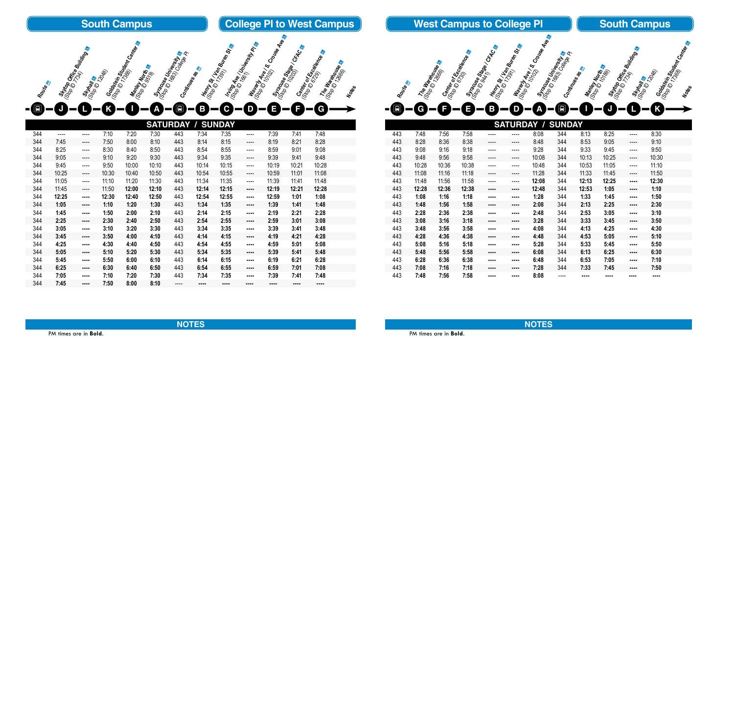## South Campus / College Pl to West Campus

| Route | J Skytop Office Building (Stop ID 7734) | L Skyhall (Stop ID 12048) | K Goldstein Student Center (Stop ID 17368) | I Manley North (Stop ID 9519) | A Syracuse University (Stop ID 1683) College Pl | Continues as | B Henry St / Van Buren St (Stop ID 17391) | C Irving Ave / University Pl (Stop ID 1861) | D Waverly Ave / S. Crouse Ave (Stop ID 10102) | E Syracuse Stage / CFAC (Stop ID 10203) | F Center of Excellence (Stop ID 6729) | G The Warehouse (Stop ID 12669) | Notes |
|---|---|---|---|---|---|---|---|---|---|---|---|---|---|
| **SATURDAY / SUNDAY** | | | | | | | | | | | | | |
| 344 | ---- | ---- | 7:10 | 7:20 | 7:30 | 443 | 7:34 | 7:35 | ---- | 7:39 | 7:41 | 7:48 | |
| 344 | 7:45 | ---- | 7:50 | 8:00 | 8:10 | 443 | 8:14 | 8:15 | ---- | 8:19 | 8:21 | 8:28 | |
| 344 | 8:25 | ---- | 8:30 | 8:40 | 8:50 | 443 | 8:54 | 8:55 | ---- | 8:59 | 9:01 | 9:08 | |
| 344 | 9:05 | ---- | 9:10 | 9:20 | 9:30 | 443 | 9:34 | 9:35 | ---- | 9:39 | 9:41 | 9:48 | |
| 344 | 9:45 | ---- | 9:50 | 10:00 | 10:10 | 443 | 10:14 | 10:15 | ---- | 10:19 | 10:21 | 10:28 | |
| 344 | 10:25 | ---- | 10:30 | 10:40 | 10:50 | 443 | 10:54 | 10:55 | ---- | 10:59 | 11:01 | 11:08 | |
| 344 | 11:05 | ---- | 11:10 | 11:20 | 11:30 | 443 | 11:34 | 11:35 | ---- | 11:39 | 11:41 | 11:48 | |
| 344 | 11:45 | ---- | 11:50 | **12:00** | **12:10** | 443 | **12:14** | **12:15** | ---- | **12:19** | **12:21** | **12:28** | |
| 344 | **12:25** | ---- | **12:30** | **12:40** | **12:50** | 443 | **12:54** | **12:55** | ---- | **12:59** | **1:01** | **1:08** | |
| 344 | **1:05** | ---- | **1:10** | **1:20** | **1:30** | 443 | **1:34** | **1:35** | ---- | **1:39** | **1:41** | **1:48** | |
| 344 | **1:45** | ---- | **1:50** | **2:00** | **2:10** | 443 | **2:14** | **2:15** | ---- | **2:19** | **2:21** | **2:28** | |
| 344 | **2:25** | ---- | **2:30** | **2:40** | **2:50** | 443 | **2:54** | **2:55** | ---- | **2:59** | **3:01** | **3:08** | |
| 344 | **3:05** | ---- | **3:10** | **3:20** | **3:30** | 443 | **3:34** | **3:35** | ---- | **3:39** | **3:41** | **3:48** | |
| 344 | **3:45** | ---- | **3:50** | **4:00** | **4:10** | 443 | **4:14** | **4:15** | ---- | **4:19** | **4:21** | **4:28** | |
| 344 | **4:25** | ---- | **4:30** | **4:40** | **4:50** | 443 | **4:54** | **4:55** | ---- | **4:59** | **5:01** | **5:08** | |
| 344 | **5:05** | ---- | **5:10** | **5:20** | **5:30** | 443 | **5:34** | **5:35** | ---- | **5:39** | **5:41** | **5:48** | |
| 344 | **5:45** | ---- | **5:50** | **6:00** | **6:10** | 443 | **6:14** | **6:15** | ---- | **6:19** | **6:21** | **6:28** | |
| 344 | **6:25** | ---- | **6:30** | **6:40** | **6:50** | 443 | **6:54** | **6:55** | ---- | **6:59** | **7:01** | **7:08** | |
| 344 | **7:05** | ---- | **7:10** | **7:20** | **7:30** | 443 | **7:34** | **7:35** | ---- | **7:39** | **7:41** | **7:48** | |
| 344 | **7:45** | ---- | **7:50** | **8:00** | **8:10** | ---- | ---- | ---- | ---- | ---- | ---- | ---- | |

### NOTES

PM times are in **Bold**.

## West Campus to College Pl / South Campus

| Route | G The Warehouse (Stop ID 12669) | F Center of Excellence (Stop ID 6730) | E Syracuse Stage / CFAC (Stop ID 9441) | B Henry St / Van Buren St (Stop ID 17391) | D Waverly Ave / S. Crouse Ave (Stop ID 10102) | A Syracuse University (Stop ID 1683) College Pl | Continues as | I Manley North (Stop ID 10189) | J Skytop Office Building (Stop ID 7734) | L Skyhall (Stop ID 12048) | K Goldstein Student Center (Stop ID 17368) | Notes |
|---|---|---|---|---|---|---|---|---|---|---|---|---|
| **SATURDAY / SUNDAY** | | | | | | | | | | | | |
| 443 | 7:48 | 7:56 | 7:58 | ---- | ---- | 8:08 | 344 | 8:13 | 8:25 | ---- | 8:30 | |
| 443 | 8:28 | 8:36 | 8:38 | ---- | ---- | 8:48 | 344 | 8:53 | 9:05 | ---- | 9:10 | |
| 443 | 9:08 | 9:16 | 9:18 | ---- | ---- | 9:28 | 344 | 9:33 | 9:45 | ---- | 9:50 | |
| 443 | 9:48 | 9:56 | 9:58 | ---- | ---- | 10:08 | 344 | 10:13 | 10:25 | ---- | 10:30 | |
| 443 | 10:28 | 10:36 | 10:38 | ---- | ---- | 10:48 | 344 | 10:53 | 11:05 | ---- | 11:10 | |
| 443 | 11:08 | 11:16 | 11:18 | ---- | ---- | 11:28 | 344 | 11:33 | 11:45 | ---- | 11:50 | |
| 443 | 11:48 | 11:56 | 11:58 | ---- | ---- | **12:08** | 344 | **12:13** | **12:25** | ---- | **12:30** | |
| 443 | **12:28** | **12:36** | **12:38** | ---- | ---- | **12:48** | 344 | **12:53** | **1:05** | ---- | **1:10** | |
| 443 | **1:08** | **1:16** | **1:18** | ---- | ---- | **1:28** | 344 | **1:33** | **1:45** | ---- | **1:50** | |
| 443 | **1:48** | **1:56** | **1:58** | ---- | ---- | **2:08** | 344 | **2:13** | **2:25** | ---- | **2:30** | |
| 443 | **2:28** | **2:36** | **2:38** | ---- | ---- | **2:48** | 344 | **2:53** | **3:05** | ---- | **3:10** | |
| 443 | **3:08** | **3:16** | **3:18** | ---- | ---- | **3:28** | 344 | **3:33** | **3:45** | ---- | **3:50** | |
| 443 | **3:48** | **3:56** | **3:58** | ---- | ---- | **4:08** | 344 | **4:13** | **4:25** | ---- | **4:30** | |
| 443 | **4:28** | **4:36** | **4:38** | ---- | ---- | **4:48** | 344 | **4:53** | **5:05** | ---- | **5:10** | |
| 443 | **5:08** | **5:16** | **5:18** | ---- | ---- | **5:28** | 344 | **5:33** | **5:45** | ---- | **5:50** | |
| 443 | **5:48** | **5:56** | **5:58** | ---- | ---- | **6:08** | 344 | **6:13** | **6:25** | ---- | **6:30** | |
| 443 | **6:28** | **6:36** | **6:38** | ---- | ---- | **6:48** | 344 | **6:53** | **7:05** | ---- | **7:10** | |
| 443 | **7:08** | **7:16** | **7:18** | ---- | ---- | **7:28** | 344 | **7:33** | **7:45** | ---- | **7:50** | |
| 443 | **7:48** | **7:56** | **7:58** | ---- | ---- | **8:08** | ---- | ---- | ---- | ---- | ---- | |

### NOTES

PM times are in **Bold**.